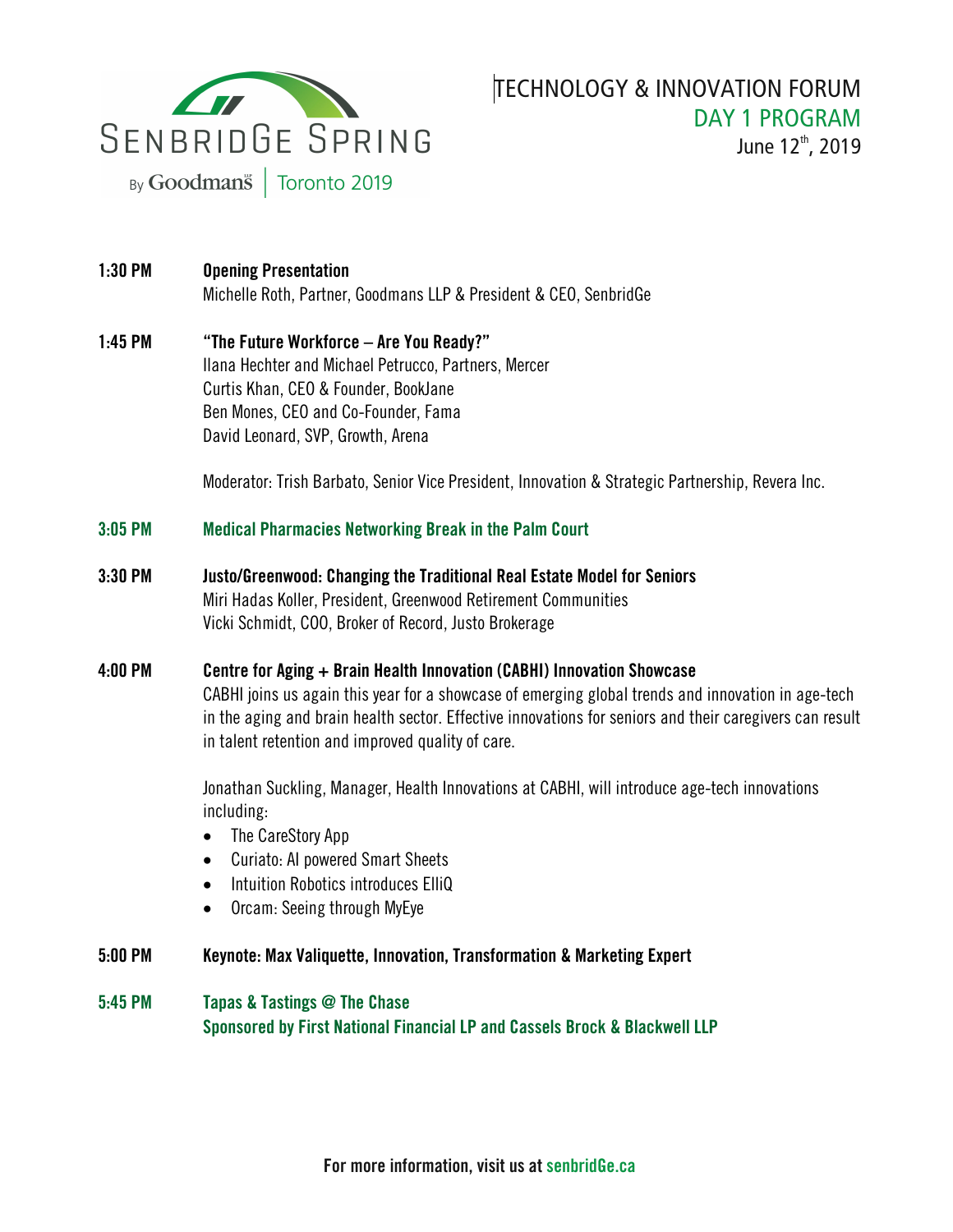SENBRIDGE SPRING

By Goodmans | Toronto 2019

# TECHNOLOGY & INNOVATION FORUM

## DAY 1 PROGRAM

June 12th, 2019

**1:30 PM** **Opening Presentation**
Michelle Roth, Partner, Goodmans LLP & President & CEO, SenbridGe

**1:45 PM** **"The Future Workforce – Are You Ready?"**
Ilana Hechter and Michael Petrucco, Partners, Mercer
Curtis Khan, CEO & Founder, BookJane
Ben Mones, CEO and Co-Founder, Fama
David Leonard, SVP, Growth, Arena

Moderator: Trish Barbato, Senior Vice President, Innovation & Strategic Partnership, Revera Inc.

**3:05 PM** **Medical Pharmacies Networking Break in the Palm Court**

**3:30 PM** **Justo/Greenwood: Changing the Traditional Real Estate Model for Seniors**
Miri Hadas Koller, President, Greenwood Retirement Communities
Vicki Schmidt, COO, Broker of Record, Justo Brokerage

**4:00 PM** **Centre for Aging + Brain Health Innovation (CABHI) Innovation Showcase**
CABHI joins us again this year for a showcase of emerging global trends and innovation in age-tech in the aging and brain health sector. Effective innovations for seniors and their caregivers can result in talent retention and improved quality of care.

Jonathan Suckling, Manager, Health Innovations at CABHI, will introduce age-tech innovations including:

- The CareStory App
- Curiato: AI powered Smart Sheets
- Intuition Robotics introduces ElliQ
- Orcam: Seeing through MyEye

**5:00 PM** **Keynote: Max Valiquette, Innovation, Transformation & Marketing Expert**

**5:45 PM** **Tapas & Tastings @ The Chase**
**Sponsored by First National Financial LP and Cassels Brock & Blackwell LLP**

**For more information, visit us at senbridGe.ca**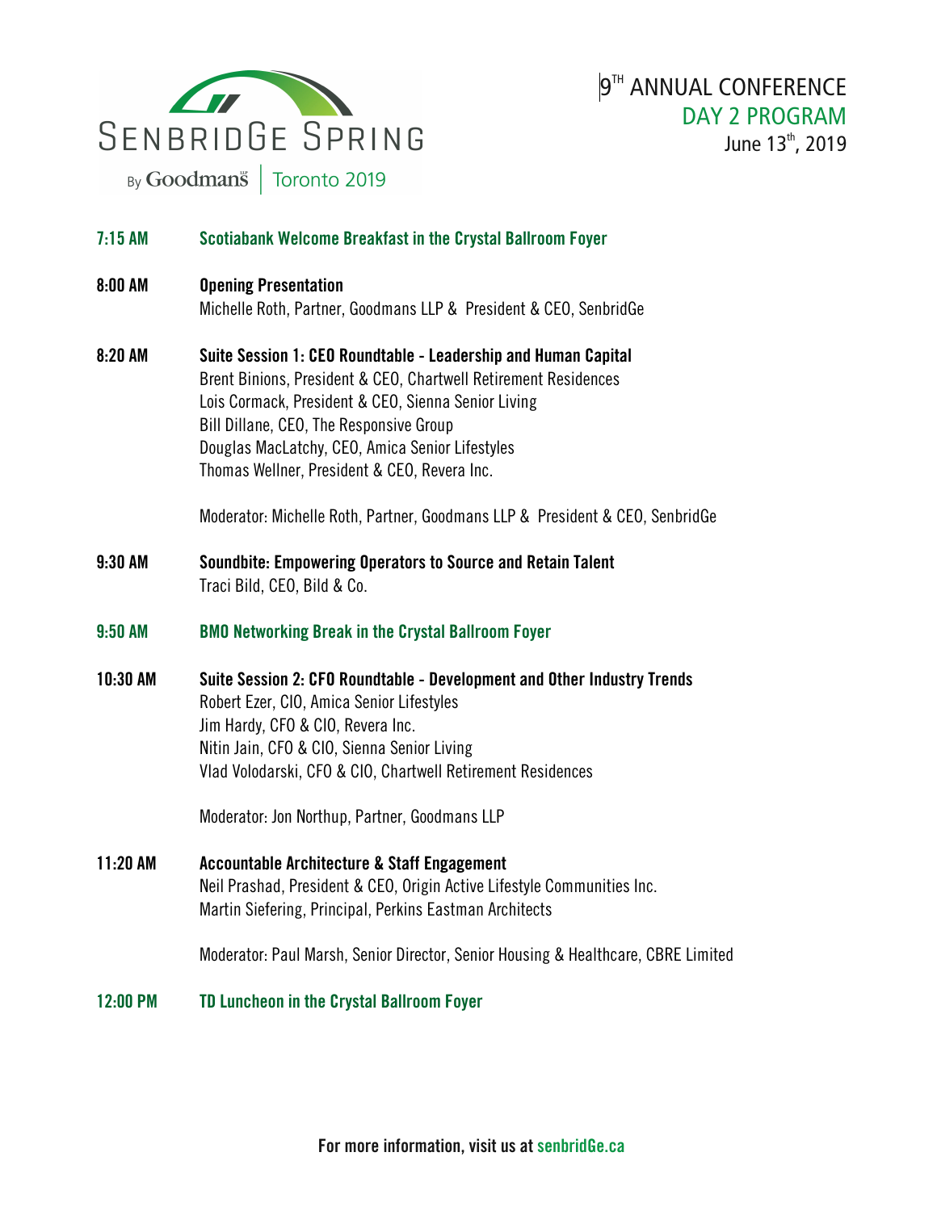SenbridGe Spring

By Goodmans | Toronto 2019

# 9TH ANNUAL CONFERENCE
## DAY 2 PROGRAM
June 13th, 2019

**7:15 AM** — **Scotiabank Welcome Breakfast in the Crystal Ballroom Foyer**

**8:00 AM** — **Opening Presentation**
Michelle Roth, Partner, Goodmans LLP & President & CEO, SenbridGe

**8:20 AM** — **Suite Session 1: CEO Roundtable - Leadership and Human Capital**
Brent Binions, President & CEO, Chartwell Retirement Residences
Lois Cormack, President & CEO, Sienna Senior Living
Bill Dillane, CEO, The Responsive Group
Douglas MacLatchy, CEO, Amica Senior Lifestyles
Thomas Wellner, President & CEO, Revera Inc.

Moderator: Michelle Roth, Partner, Goodmans LLP & President & CEO, SenbridGe

**9:30 AM** — **Soundbite: Empowering Operators to Source and Retain Talent**
Traci Bild, CEO, Bild & Co.

**9:50 AM** — **BMO Networking Break in the Crystal Ballroom Foyer**

**10:30 AM** — **Suite Session 2: CFO Roundtable - Development and Other Industry Trends**
Robert Ezer, CIO, Amica Senior Lifestyles
Jim Hardy, CFO & CIO, Revera Inc.
Nitin Jain, CFO & CIO, Sienna Senior Living
Vlad Volodarski, CFO & CIO, Chartwell Retirement Residences

Moderator: Jon Northup, Partner, Goodmans LLP

**11:20 AM** — **Accountable Architecture & Staff Engagement**
Neil Prashad, President & CEO, Origin Active Lifestyle Communities Inc.
Martin Siefering, Principal, Perkins Eastman Architects

Moderator: Paul Marsh, Senior Director, Senior Housing & Healthcare, CBRE Limited

**12:00 PM** — **TD Luncheon in the Crystal Ballroom Foyer**

**For more information, visit us at senbridGe.ca**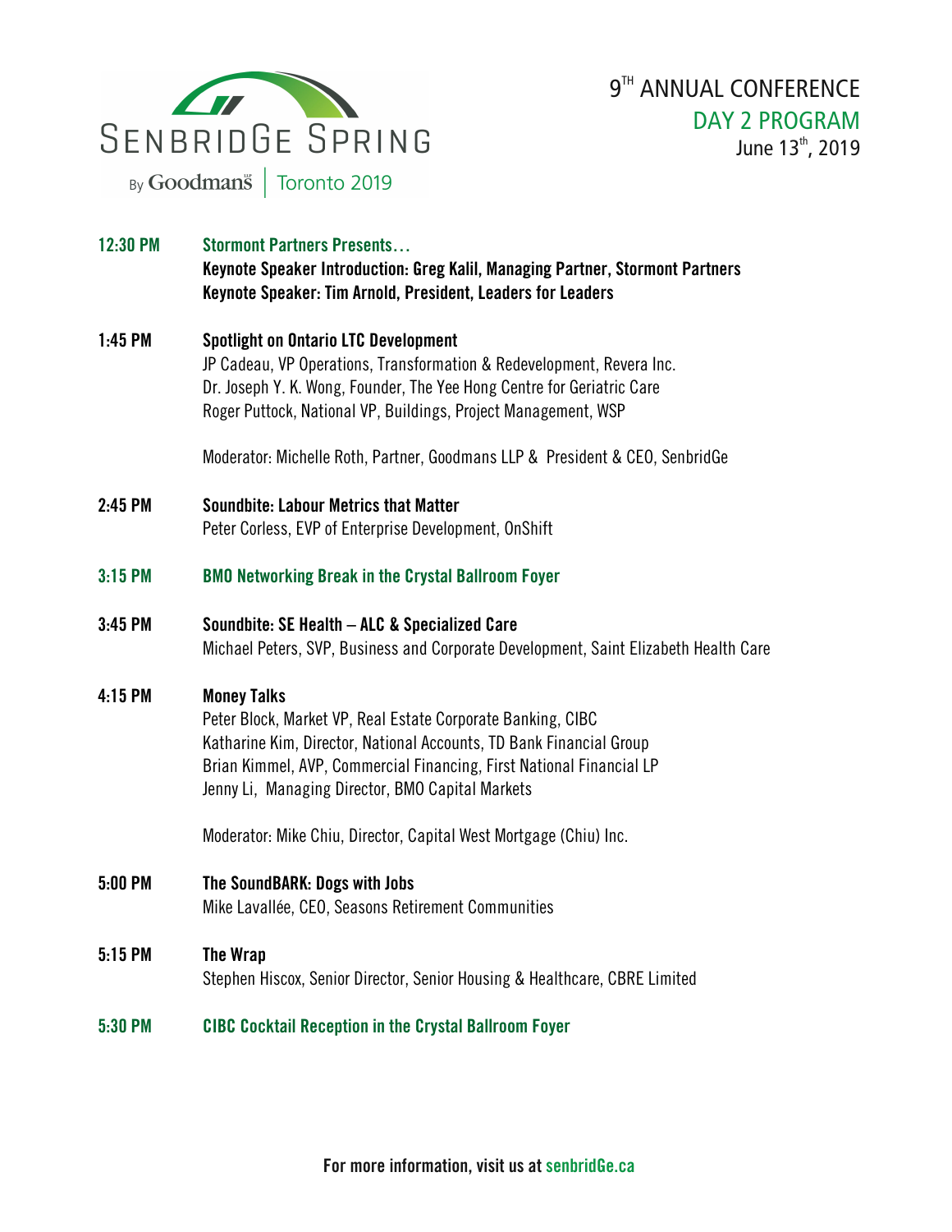SENBRIDGE SPRING

By Goodmans | Toronto 2019

# 9[TH] ANNUAL CONFERENCE
## DAY 2 PROGRAM
June 13[th], 2019

**12:30 PM** **Stormont Partners Presents…**
**Keynote Speaker Introduction: Greg Kalil, Managing Partner, Stormont Partners**
**Keynote Speaker: Tim Arnold, President, Leaders for Leaders**

**1:45 PM** **Spotlight on Ontario LTC Development**
JP Cadeau, VP Operations, Transformation & Redevelopment, Revera Inc.
Dr. Joseph Y. K. Wong, Founder, The Yee Hong Centre for Geriatric Care
Roger Puttock, National VP, Buildings, Project Management, WSP

Moderator: Michelle Roth, Partner, Goodmans LLP & President & CEO, SenbridGe

**2:45 PM** **Soundbite: Labour Metrics that Matter**
Peter Corless, EVP of Enterprise Development, OnShift

**3:15 PM** **BMO Networking Break in the Crystal Ballroom Foyer**

**3:45 PM** **Soundbite: SE Health – ALC & Specialized Care**
Michael Peters, SVP, Business and Corporate Development, Saint Elizabeth Health Care

**4:15 PM** **Money Talks**
Peter Block, Market VP, Real Estate Corporate Banking, CIBC
Katharine Kim, Director, National Accounts, TD Bank Financial Group
Brian Kimmel, AVP, Commercial Financing, First National Financial LP
Jenny Li, Managing Director, BMO Capital Markets

Moderator: Mike Chiu, Director, Capital West Mortgage (Chiu) Inc.

**5:00 PM** **The SoundBARK: Dogs with Jobs**
Mike Lavallée, CEO, Seasons Retirement Communities

**5:15 PM** **The Wrap**
Stephen Hiscox, Senior Director, Senior Housing & Healthcare, CBRE Limited

**5:30 PM** **CIBC Cocktail Reception in the Crystal Ballroom Foyer**

**For more information, visit us at senbridGe.ca**